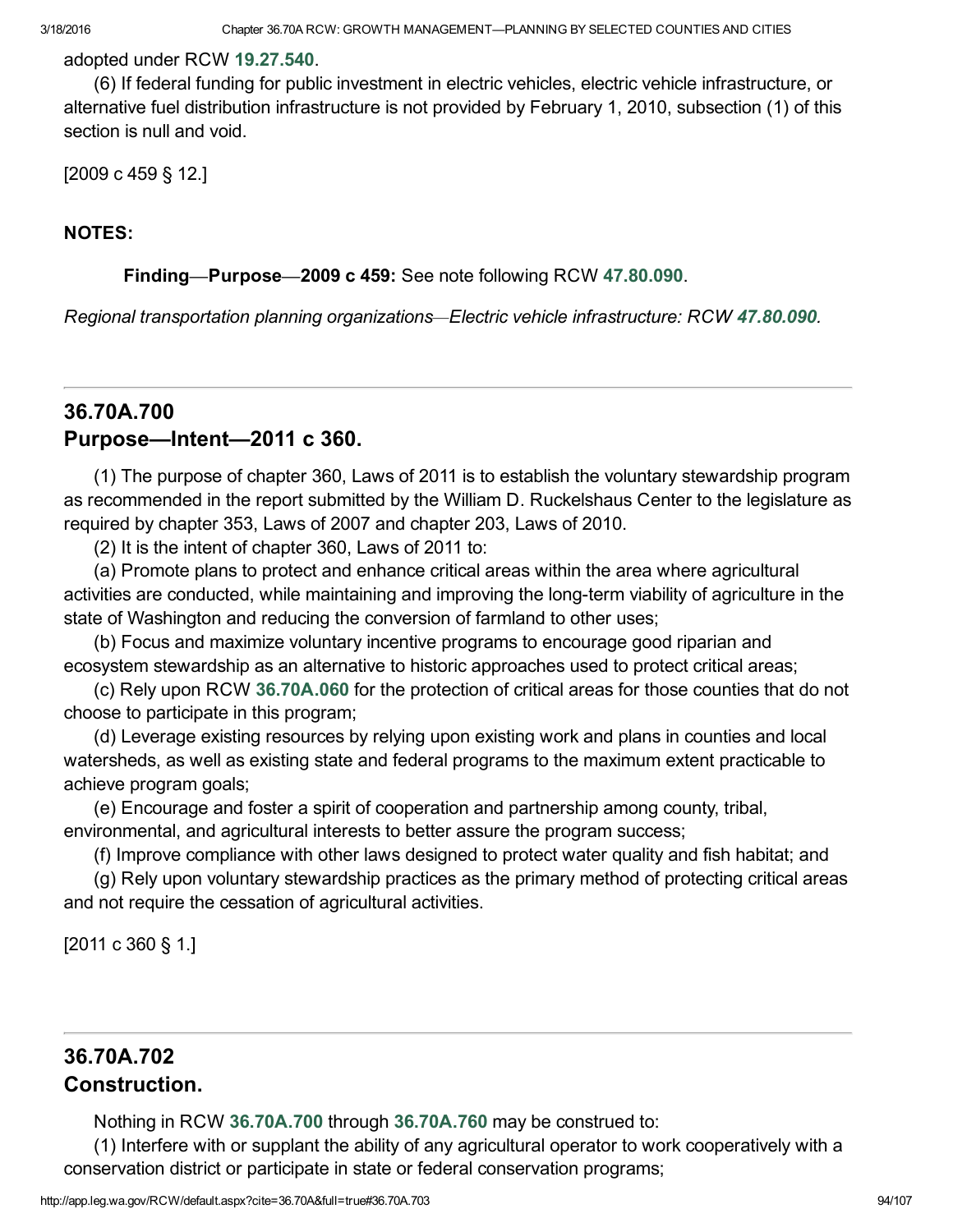adopted under RCW 19.27.540.

(6) If federal funding for public investment in electric vehicles, electric vehicle infrastructure, or alternative fuel distribution infrastructure is not provided by February 1, 2010, subsection (1) of this section is null and void.

[2009 c 459 § 12.]

**NOTES:**

**Finding—Purpose—2009 c 459:** See note following RCW 47.80.090.

*Regional transportation planning organizations—Electric vehicle infrastructure: RCW 47.80.090.*

---

## 36.70A.700
## Purpose—Intent—2011 c 360.

(1) The purpose of chapter 360, Laws of 2011 is to establish the voluntary stewardship program as recommended in the report submitted by the William D. Ruckelshaus Center to the legislature as required by chapter 353, Laws of 2007 and chapter 203, Laws of 2010.

(2) It is the intent of chapter 360, Laws of 2011 to:

(a) Promote plans to protect and enhance critical areas within the area where agricultural activities are conducted, while maintaining and improving the long-term viability of agriculture in the state of Washington and reducing the conversion of farmland to other uses;

(b) Focus and maximize voluntary incentive programs to encourage good riparian and ecosystem stewardship as an alternative to historic approaches used to protect critical areas;

(c) Rely upon RCW 36.70A.060 for the protection of critical areas for those counties that do not choose to participate in this program;

(d) Leverage existing resources by relying upon existing work and plans in counties and local watersheds, as well as existing state and federal programs to the maximum extent practicable to achieve program goals;

(e) Encourage and foster a spirit of cooperation and partnership among county, tribal, environmental, and agricultural interests to better assure the program success;

(f) Improve compliance with other laws designed to protect water quality and fish habitat; and

(g) Rely upon voluntary stewardship practices as the primary method of protecting critical areas and not require the cessation of agricultural activities.

[2011 c 360 § 1.]

---

## 36.70A.702
## Construction.

Nothing in RCW 36.70A.700 through 36.70A.760 may be construed to:

(1) Interfere with or supplant the ability of any agricultural operator to work cooperatively with a conservation district or participate in state or federal conservation programs;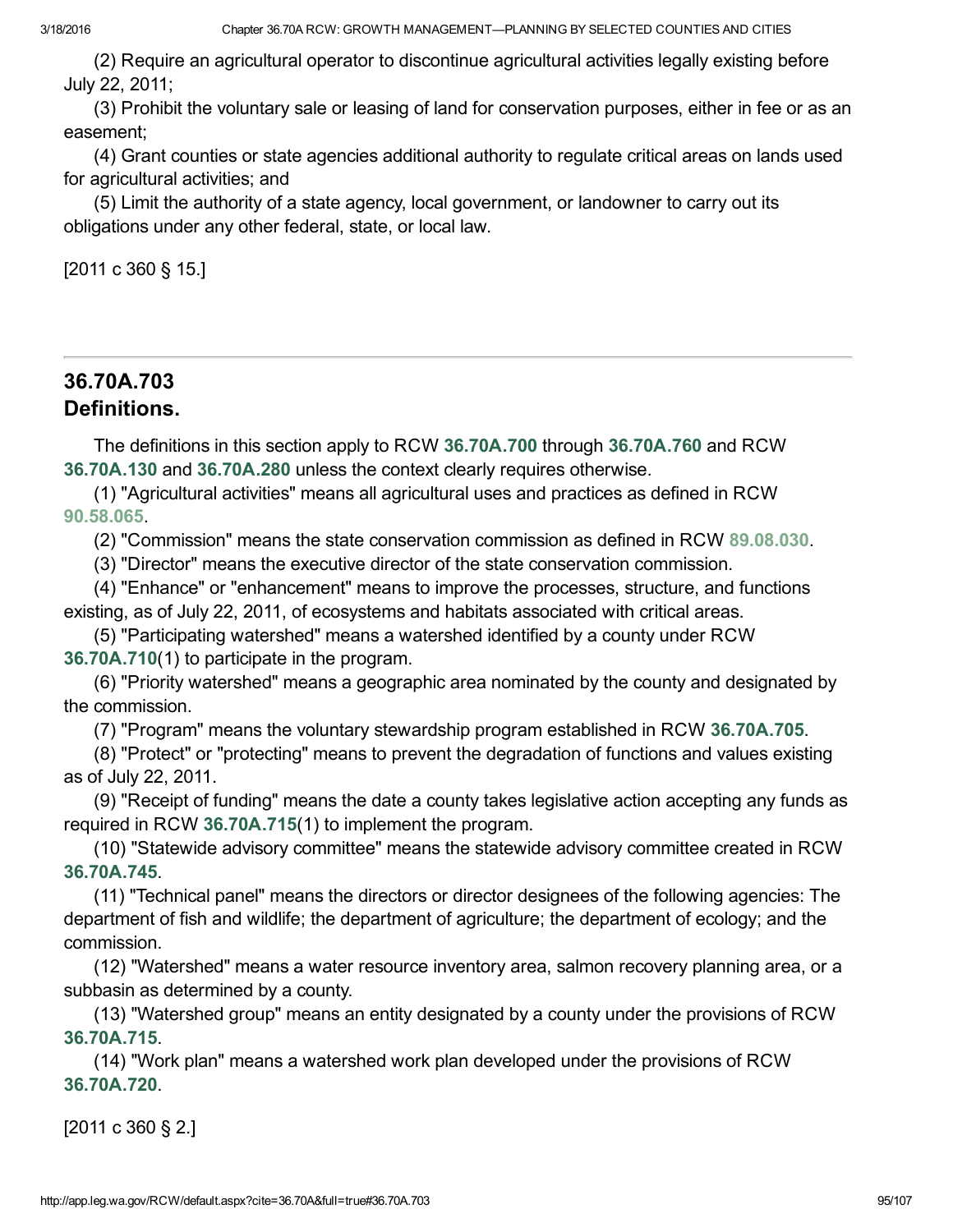(2) Require an agricultural operator to discontinue agricultural activities legally existing before July 22, 2011;

(3) Prohibit the voluntary sale or leasing of land for conservation purposes, either in fee or as an easement;

(4) Grant counties or state agencies additional authority to regulate critical areas on lands used for agricultural activities; and

(5) Limit the authority of a state agency, local government, or landowner to carry out its obligations under any other federal, state, or local law.

[2011 c 360 § 15.]

---

## 36.70A.703
## Definitions.

The definitions in this section apply to RCW **36.70A.700** through **36.70A.760** and RCW **36.70A.130** and **36.70A.280** unless the context clearly requires otherwise.

(1) "Agricultural activities" means all agricultural uses and practices as defined in RCW **90.58.065**.

(2) "Commission" means the state conservation commission as defined in RCW **89.08.030**.

(3) "Director" means the executive director of the state conservation commission.

(4) "Enhance" or "enhancement" means to improve the processes, structure, and functions existing, as of July 22, 2011, of ecosystems and habitats associated with critical areas.

(5) "Participating watershed" means a watershed identified by a county under RCW **36.70A.710**(1) to participate in the program.

(6) "Priority watershed" means a geographic area nominated by the county and designated by the commission.

(7) "Program" means the voluntary stewardship program established in RCW **36.70A.705**.

(8) "Protect" or "protecting" means to prevent the degradation of functions and values existing as of July 22, 2011.

(9) "Receipt of funding" means the date a county takes legislative action accepting any funds as required in RCW **36.70A.715**(1) to implement the program.

(10) "Statewide advisory committee" means the statewide advisory committee created in RCW **36.70A.745**.

(11) "Technical panel" means the directors or director designees of the following agencies: The department of fish and wildlife; the department of agriculture; the department of ecology; and the commission.

(12) "Watershed" means a water resource inventory area, salmon recovery planning area, or a subbasin as determined by a county.

(13) "Watershed group" means an entity designated by a county under the provisions of RCW **36.70A.715**.

(14) "Work plan" means a watershed work plan developed under the provisions of RCW **36.70A.720**.

[2011 c 360 § 2.]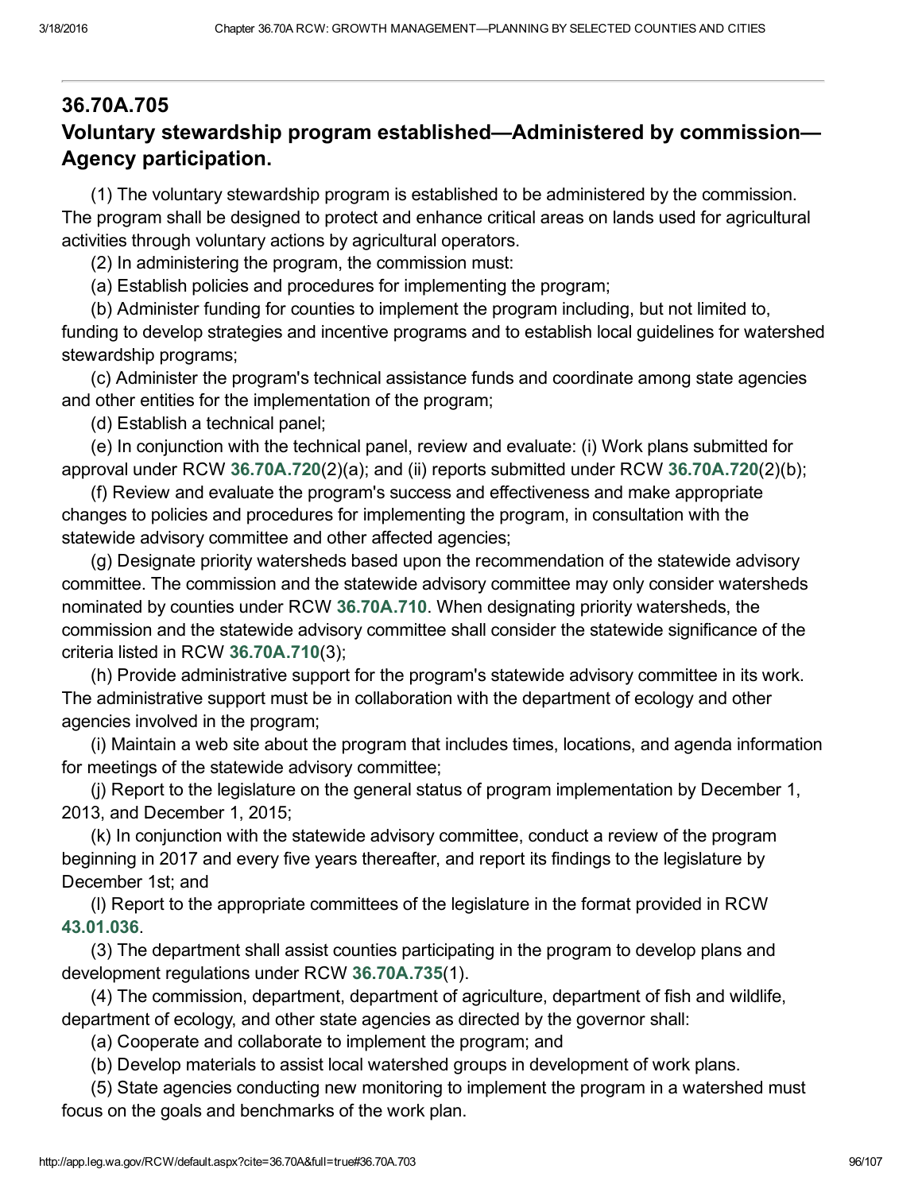## 36.70A.705
## Voluntary stewardship program established—Administered by commission—Agency participation.

(1) The voluntary stewardship program is established to be administered by the commission. The program shall be designed to protect and enhance critical areas on lands used for agricultural activities through voluntary actions by agricultural operators.

(2) In administering the program, the commission must:

(a) Establish policies and procedures for implementing the program;

(b) Administer funding for counties to implement the program including, but not limited to, funding to develop strategies and incentive programs and to establish local guidelines for watershed stewardship programs;

(c) Administer the program's technical assistance funds and coordinate among state agencies and other entities for the implementation of the program;

(d) Establish a technical panel;

(e) In conjunction with the technical panel, review and evaluate: (i) Work plans submitted for approval under RCW **36.70A.720**(2)(a); and (ii) reports submitted under RCW **36.70A.720**(2)(b);

(f) Review and evaluate the program's success and effectiveness and make appropriate changes to policies and procedures for implementing the program, in consultation with the statewide advisory committee and other affected agencies;

(g) Designate priority watersheds based upon the recommendation of the statewide advisory committee. The commission and the statewide advisory committee may only consider watersheds nominated by counties under RCW **36.70A.710**. When designating priority watersheds, the commission and the statewide advisory committee shall consider the statewide significance of the criteria listed in RCW **36.70A.710**(3);

(h) Provide administrative support for the program's statewide advisory committee in its work. The administrative support must be in collaboration with the department of ecology and other agencies involved in the program;

(i) Maintain a web site about the program that includes times, locations, and agenda information for meetings of the statewide advisory committee;

(j) Report to the legislature on the general status of program implementation by December 1, 2013, and December 1, 2015;

(k) In conjunction with the statewide advisory committee, conduct a review of the program beginning in 2017 and every five years thereafter, and report its findings to the legislature by December 1st; and

(l) Report to the appropriate committees of the legislature in the format provided in RCW **43.01.036**.

(3) The department shall assist counties participating in the program to develop plans and development regulations under RCW **36.70A.735**(1).

(4) The commission, department, department of agriculture, department of fish and wildlife, department of ecology, and other state agencies as directed by the governor shall:

(a) Cooperate and collaborate to implement the program; and

(b) Develop materials to assist local watershed groups in development of work plans.

(5) State agencies conducting new monitoring to implement the program in a watershed must focus on the goals and benchmarks of the work plan.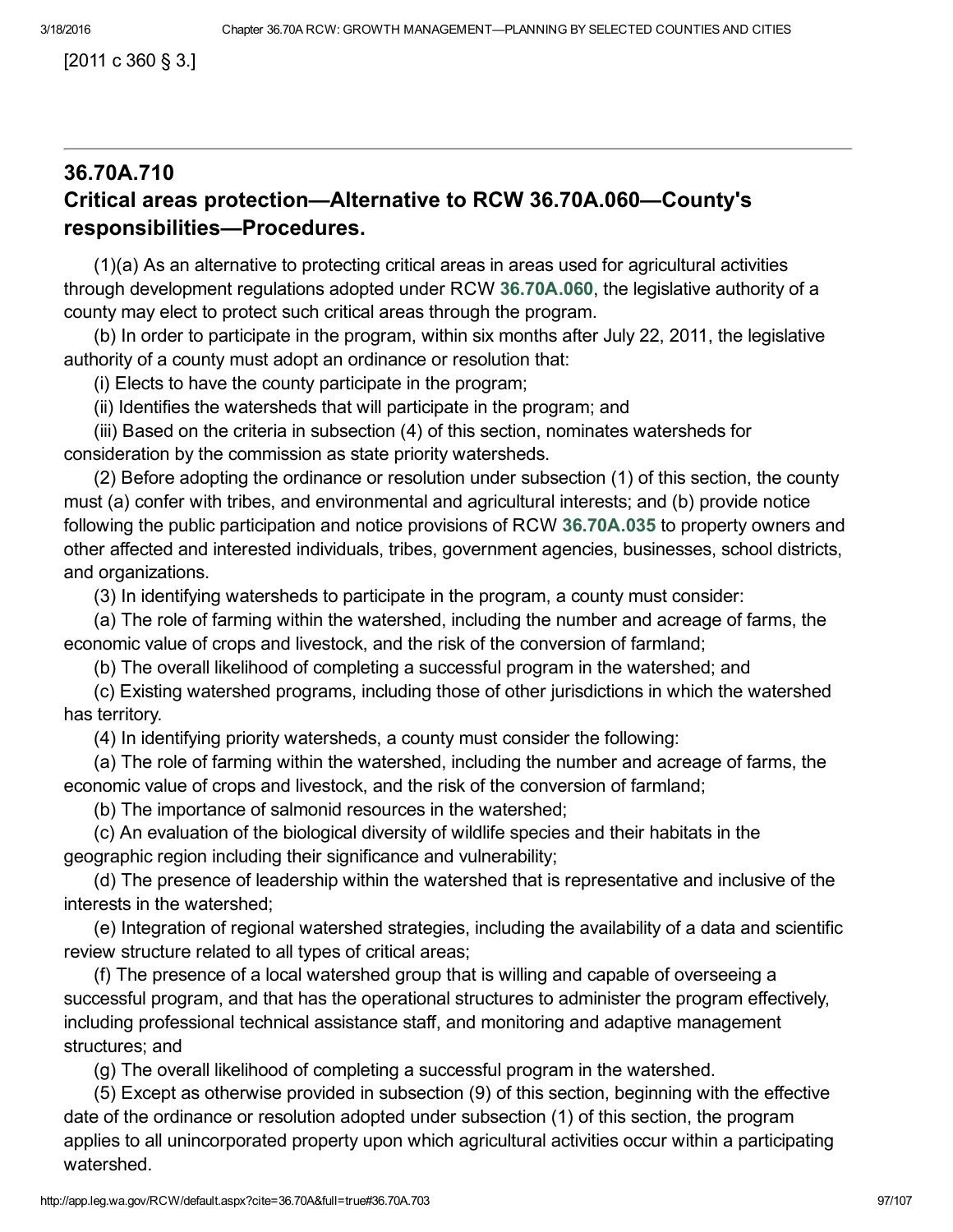[2011 c 360 § 3.]

---

## 36.70A.710
## Critical areas protection—Alternative to RCW 36.70A.060—County's responsibilities—Procedures.

(1)(a) As an alternative to protecting critical areas in areas used for agricultural activities through development regulations adopted under RCW **36.70A.060**, the legislative authority of a county may elect to protect such critical areas through the program.

(b) In order to participate in the program, within six months after July 22, 2011, the legislative authority of a county must adopt an ordinance or resolution that:

(i) Elects to have the county participate in the program;

(ii) Identifies the watersheds that will participate in the program; and

(iii) Based on the criteria in subsection (4) of this section, nominates watersheds for consideration by the commission as state priority watersheds.

(2) Before adopting the ordinance or resolution under subsection (1) of this section, the county must (a) confer with tribes, and environmental and agricultural interests; and (b) provide notice following the public participation and notice provisions of RCW **36.70A.035** to property owners and other affected and interested individuals, tribes, government agencies, businesses, school districts, and organizations.

(3) In identifying watersheds to participate in the program, a county must consider:

(a) The role of farming within the watershed, including the number and acreage of farms, the economic value of crops and livestock, and the risk of the conversion of farmland;

(b) The overall likelihood of completing a successful program in the watershed; and

(c) Existing watershed programs, including those of other jurisdictions in which the watershed has territory.

(4) In identifying priority watersheds, a county must consider the following:

(a) The role of farming within the watershed, including the number and acreage of farms, the economic value of crops and livestock, and the risk of the conversion of farmland;

(b) The importance of salmonid resources in the watershed;

(c) An evaluation of the biological diversity of wildlife species and their habitats in the geographic region including their significance and vulnerability;

(d) The presence of leadership within the watershed that is representative and inclusive of the interests in the watershed;

(e) Integration of regional watershed strategies, including the availability of a data and scientific review structure related to all types of critical areas;

(f) The presence of a local watershed group that is willing and capable of overseeing a successful program, and that has the operational structures to administer the program effectively, including professional technical assistance staff, and monitoring and adaptive management structures; and

(g) The overall likelihood of completing a successful program in the watershed.

(5) Except as otherwise provided in subsection (9) of this section, beginning with the effective date of the ordinance or resolution adopted under subsection (1) of this section, the program applies to all unincorporated property upon which agricultural activities occur within a participating watershed.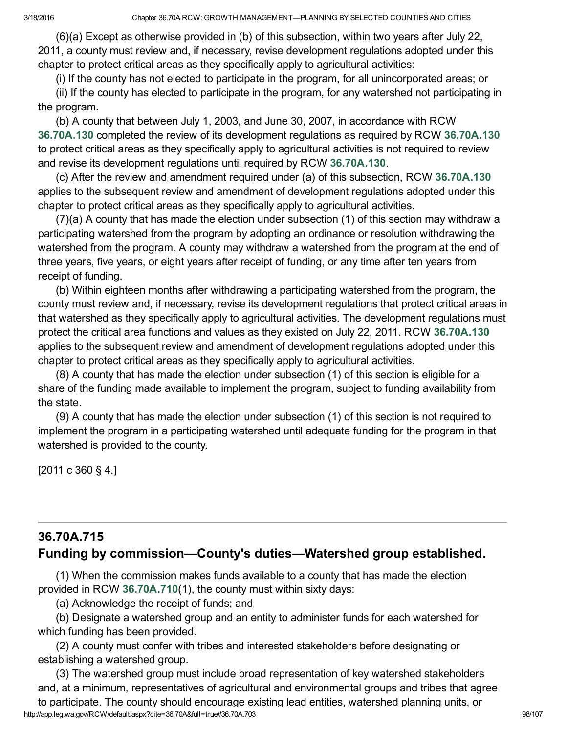(6)(a) Except as otherwise provided in (b) of this subsection, within two years after July 22, 2011, a county must review and, if necessary, revise development regulations adopted under this chapter to protect critical areas as they specifically apply to agricultural activities:

(i) If the county has not elected to participate in the program, for all unincorporated areas; or

(ii) If the county has elected to participate in the program, for any watershed not participating in the program.

(b) A county that between July 1, 2003, and June 30, 2007, in accordance with RCW **36.70A.130** completed the review of its development regulations as required by RCW **36.70A.130** to protect critical areas as they specifically apply to agricultural activities is not required to review and revise its development regulations until required by RCW **36.70A.130**.

(c) After the review and amendment required under (a) of this subsection, RCW **36.70A.130** applies to the subsequent review and amendment of development regulations adopted under this chapter to protect critical areas as they specifically apply to agricultural activities.

(7)(a) A county that has made the election under subsection (1) of this section may withdraw a participating watershed from the program by adopting an ordinance or resolution withdrawing the watershed from the program. A county may withdraw a watershed from the program at the end of three years, five years, or eight years after receipt of funding, or any time after ten years from receipt of funding.

(b) Within eighteen months after withdrawing a participating watershed from the program, the county must review and, if necessary, revise its development regulations that protect critical areas in that watershed as they specifically apply to agricultural activities. The development regulations must protect the critical area functions and values as they existed on July 22, 2011. RCW **36.70A.130** applies to the subsequent review and amendment of development regulations adopted under this chapter to protect critical areas as they specifically apply to agricultural activities.

(8) A county that has made the election under subsection (1) of this section is eligible for a share of the funding made available to implement the program, subject to funding availability from the state.

(9) A county that has made the election under subsection (1) of this section is not required to implement the program in a participating watershed until adequate funding for the program in that watershed is provided to the county.

[2011 c 360 § 4.]

---

## 36.70A.715
## Funding by commission—County's duties—Watershed group established.

(1) When the commission makes funds available to a county that has made the election provided in RCW **36.70A.710**(1), the county must within sixty days:

(a) Acknowledge the receipt of funds; and

(b) Designate a watershed group and an entity to administer funds for each watershed for which funding has been provided.

(2) A county must confer with tribes and interested stakeholders before designating or establishing a watershed group.

(3) The watershed group must include broad representation of key watershed stakeholders and, at a minimum, representatives of agricultural and environmental groups and tribes that agree to participate. The county should encourage existing lead entities, watershed planning units, or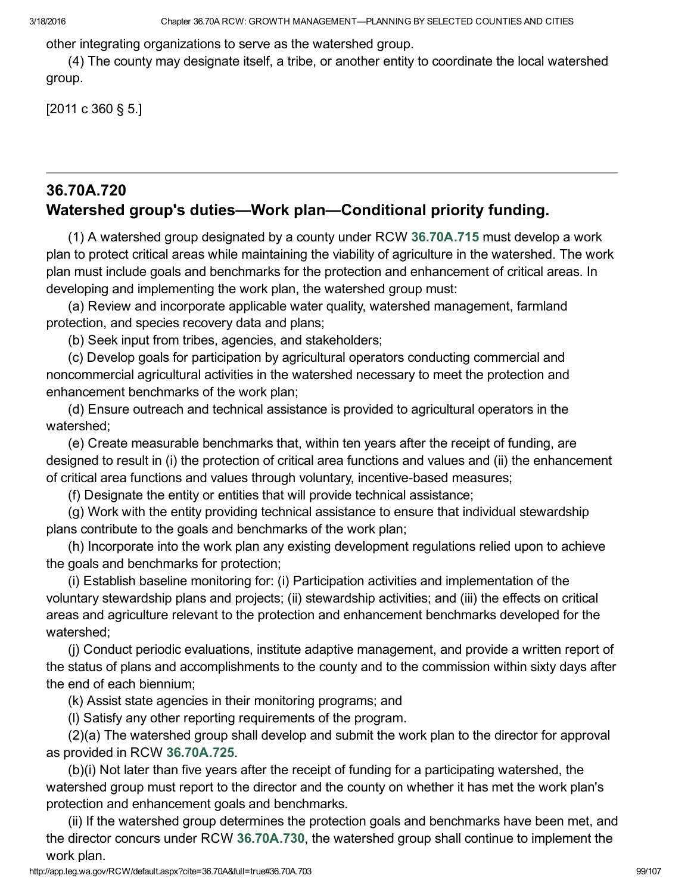other integrating organizations to serve as the watershed group.

(4) The county may designate itself, a tribe, or another entity to coordinate the local watershed group.

[2011 c 360 § 5.]

---

## 36.70A.720
## Watershed group's duties—Work plan—Conditional priority funding.

(1) A watershed group designated by a county under RCW **36.70A.715** must develop a work plan to protect critical areas while maintaining the viability of agriculture in the watershed. The work plan must include goals and benchmarks for the protection and enhancement of critical areas. In developing and implementing the work plan, the watershed group must:

(a) Review and incorporate applicable water quality, watershed management, farmland protection, and species recovery data and plans;

(b) Seek input from tribes, agencies, and stakeholders;

(c) Develop goals for participation by agricultural operators conducting commercial and noncommercial agricultural activities in the watershed necessary to meet the protection and enhancement benchmarks of the work plan;

(d) Ensure outreach and technical assistance is provided to agricultural operators in the watershed;

(e) Create measurable benchmarks that, within ten years after the receipt of funding, are designed to result in (i) the protection of critical area functions and values and (ii) the enhancement of critical area functions and values through voluntary, incentive-based measures;

(f) Designate the entity or entities that will provide technical assistance;

(g) Work with the entity providing technical assistance to ensure that individual stewardship plans contribute to the goals and benchmarks of the work plan;

(h) Incorporate into the work plan any existing development regulations relied upon to achieve the goals and benchmarks for protection;

(i) Establish baseline monitoring for: (i) Participation activities and implementation of the voluntary stewardship plans and projects; (ii) stewardship activities; and (iii) the effects on critical areas and agriculture relevant to the protection and enhancement benchmarks developed for the watershed;

(j) Conduct periodic evaluations, institute adaptive management, and provide a written report of the status of plans and accomplishments to the county and to the commission within sixty days after the end of each biennium;

(k) Assist state agencies in their monitoring programs; and

(l) Satisfy any other reporting requirements of the program.

(2)(a) The watershed group shall develop and submit the work plan to the director for approval as provided in RCW **36.70A.725**.

(b)(i) Not later than five years after the receipt of funding for a participating watershed, the watershed group must report to the director and the county on whether it has met the work plan's protection and enhancement goals and benchmarks.

(ii) If the watershed group determines the protection goals and benchmarks have been met, and the director concurs under RCW **36.70A.730**, the watershed group shall continue to implement the work plan.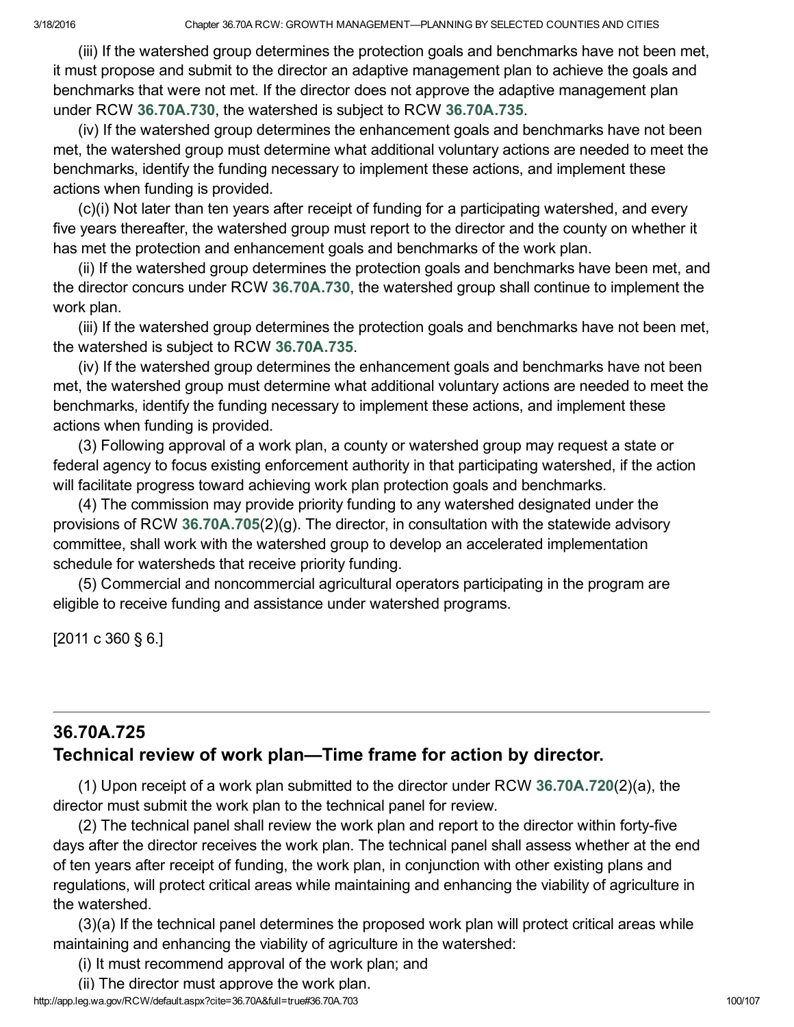(iii) If the watershed group determines the protection goals and benchmarks have not been met, it must propose and submit to the director an adaptive management plan to achieve the goals and benchmarks that were not met. If the director does not approve the adaptive management plan under RCW 36.70A.730, the watershed is subject to RCW 36.70A.735.

(iv) If the watershed group determines the enhancement goals and benchmarks have not been met, the watershed group must determine what additional voluntary actions are needed to meet the benchmarks, identify the funding necessary to implement these actions, and implement these actions when funding is provided.

(c)(i) Not later than ten years after receipt of funding for a participating watershed, and every five years thereafter, the watershed group must report to the director and the county on whether it has met the protection and enhancement goals and benchmarks of the work plan.

(ii) If the watershed group determines the protection goals and benchmarks have been met, and the director concurs under RCW 36.70A.730, the watershed group shall continue to implement the work plan.

(iii) If the watershed group determines the protection goals and benchmarks have not been met, the watershed is subject to RCW 36.70A.735.

(iv) If the watershed group determines the enhancement goals and benchmarks have not been met, the watershed group must determine what additional voluntary actions are needed to meet the benchmarks, identify the funding necessary to implement these actions, and implement these actions when funding is provided.

(3) Following approval of a work plan, a county or watershed group may request a state or federal agency to focus existing enforcement authority in that participating watershed, if the action will facilitate progress toward achieving work plan protection goals and benchmarks.

(4) The commission may provide priority funding to any watershed designated under the provisions of RCW 36.70A.705(2)(g). The director, in consultation with the statewide advisory committee, shall work with the watershed group to develop an accelerated implementation schedule for watersheds that receive priority funding.

(5) Commercial and noncommercial agricultural operators participating in the program are eligible to receive funding and assistance under watershed programs.

[2011 c 360 § 6.]

---

## 36.70A.725
## Technical review of work plan—Time frame for action by director.

(1) Upon receipt of a work plan submitted to the director under RCW 36.70A.720(2)(a), the director must submit the work plan to the technical panel for review.

(2) The technical panel shall review the work plan and report to the director within forty-five days after the director receives the work plan. The technical panel shall assess whether at the end of ten years after receipt of funding, the work plan, in conjunction with other existing plans and regulations, will protect critical areas while maintaining and enhancing the viability of agriculture in the watershed.

(3)(a) If the technical panel determines the proposed work plan will protect critical areas while maintaining and enhancing the viability of agriculture in the watershed:

(i) It must recommend approval of the work plan; and

(ii) The director must approve the work plan.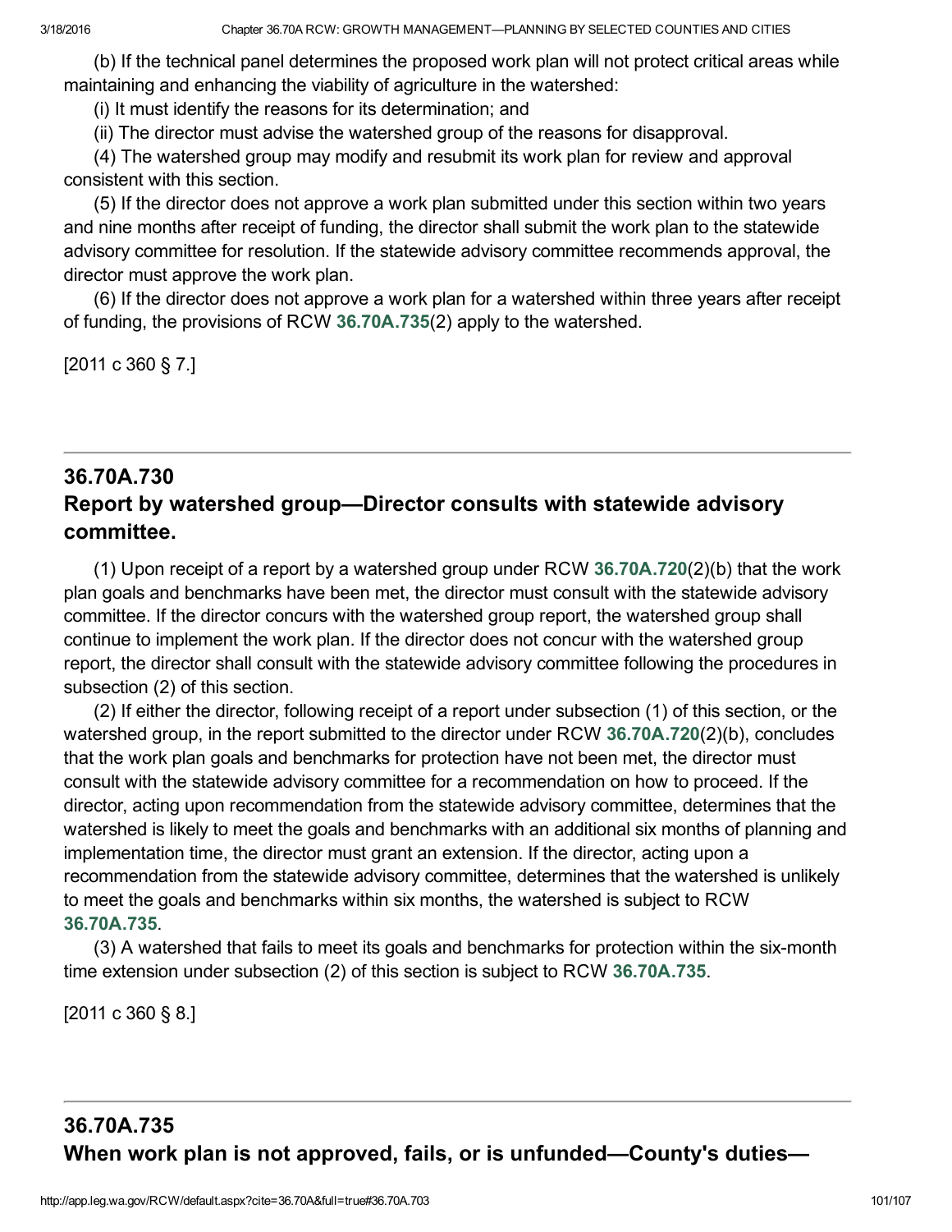(b) If the technical panel determines the proposed work plan will not protect critical areas while maintaining and enhancing the viability of agriculture in the watershed:

(i) It must identify the reasons for its determination; and

(ii) The director must advise the watershed group of the reasons for disapproval.

(4) The watershed group may modify and resubmit its work plan for review and approval consistent with this section.

(5) If the director does not approve a work plan submitted under this section within two years and nine months after receipt of funding, the director shall submit the work plan to the statewide advisory committee for resolution. If the statewide advisory committee recommends approval, the director must approve the work plan.

(6) If the director does not approve a work plan for a watershed within three years after receipt of funding, the provisions of RCW **36.70A.735**(2) apply to the watershed.

[2011 c 360 § 7.]

## 36.70A.730
## Report by watershed group—Director consults with statewide advisory committee.

(1) Upon receipt of a report by a watershed group under RCW **36.70A.720**(2)(b) that the work plan goals and benchmarks have been met, the director must consult with the statewide advisory committee. If the director concurs with the watershed group report, the watershed group shall continue to implement the work plan. If the director does not concur with the watershed group report, the director shall consult with the statewide advisory committee following the procedures in subsection (2) of this section.

(2) If either the director, following receipt of a report under subsection (1) of this section, or the watershed group, in the report submitted to the director under RCW **36.70A.720**(2)(b), concludes that the work plan goals and benchmarks for protection have not been met, the director must consult with the statewide advisory committee for a recommendation on how to proceed. If the director, acting upon recommendation from the statewide advisory committee, determines that the watershed is likely to meet the goals and benchmarks with an additional six months of planning and implementation time, the director must grant an extension. If the director, acting upon a recommendation from the statewide advisory committee, determines that the watershed is unlikely to meet the goals and benchmarks within six months, the watershed is subject to RCW **36.70A.735**.

(3) A watershed that fails to meet its goals and benchmarks for protection within the six-month time extension under subsection (2) of this section is subject to RCW **36.70A.735**.

[2011 c 360 § 8.]

## 36.70A.735
## When work plan is not approved, fails, or is unfunded—County's duties—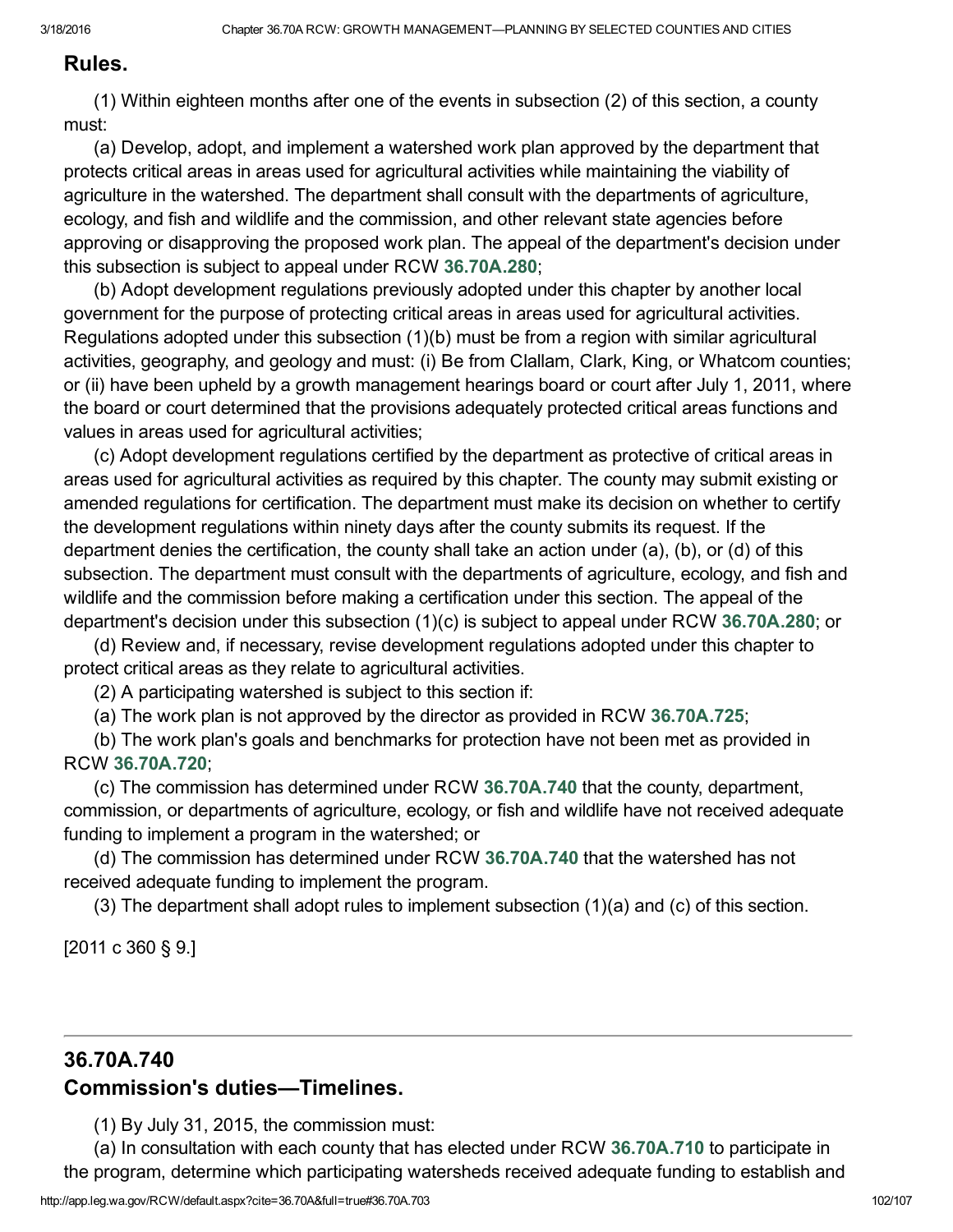## Rules.

(1) Within eighteen months after one of the events in subsection (2) of this section, a county must:

(a) Develop, adopt, and implement a watershed work plan approved by the department that protects critical areas in areas used for agricultural activities while maintaining the viability of agriculture in the watershed. The department shall consult with the departments of agriculture, ecology, and fish and wildlife and the commission, and other relevant state agencies before approving or disapproving the proposed work plan. The appeal of the department's decision under this subsection is subject to appeal under RCW 36.70A.280;

(b) Adopt development regulations previously adopted under this chapter by another local government for the purpose of protecting critical areas in areas used for agricultural activities. Regulations adopted under this subsection (1)(b) must be from a region with similar agricultural activities, geography, and geology and must: (i) Be from Clallam, Clark, King, or Whatcom counties; or (ii) have been upheld by a growth management hearings board or court after July 1, 2011, where the board or court determined that the provisions adequately protected critical areas functions and values in areas used for agricultural activities;

(c) Adopt development regulations certified by the department as protective of critical areas in areas used for agricultural activities as required by this chapter. The county may submit existing or amended regulations for certification. The department must make its decision on whether to certify the development regulations within ninety days after the county submits its request. If the department denies the certification, the county shall take an action under (a), (b), or (d) of this subsection. The department must consult with the departments of agriculture, ecology, and fish and wildlife and the commission before making a certification under this section. The appeal of the department's decision under this subsection (1)(c) is subject to appeal under RCW 36.70A.280; or

(d) Review and, if necessary, revise development regulations adopted under this chapter to protect critical areas as they relate to agricultural activities.

(2) A participating watershed is subject to this section if:

(a) The work plan is not approved by the director as provided in RCW 36.70A.725;

(b) The work plan's goals and benchmarks for protection have not been met as provided in RCW 36.70A.720;

(c) The commission has determined under RCW 36.70A.740 that the county, department, commission, or departments of agriculture, ecology, or fish and wildlife have not received adequate funding to implement a program in the watershed; or

(d) The commission has determined under RCW 36.70A.740 that the watershed has not received adequate funding to implement the program.

(3) The department shall adopt rules to implement subsection (1)(a) and (c) of this section.

[2011 c 360 § 9.]

---

## 36.70A.740
## Commission's duties—Timelines.

(1) By July 31, 2015, the commission must:

(a) In consultation with each county that has elected under RCW 36.70A.710 to participate in the program, determine which participating watersheds received adequate funding to establish and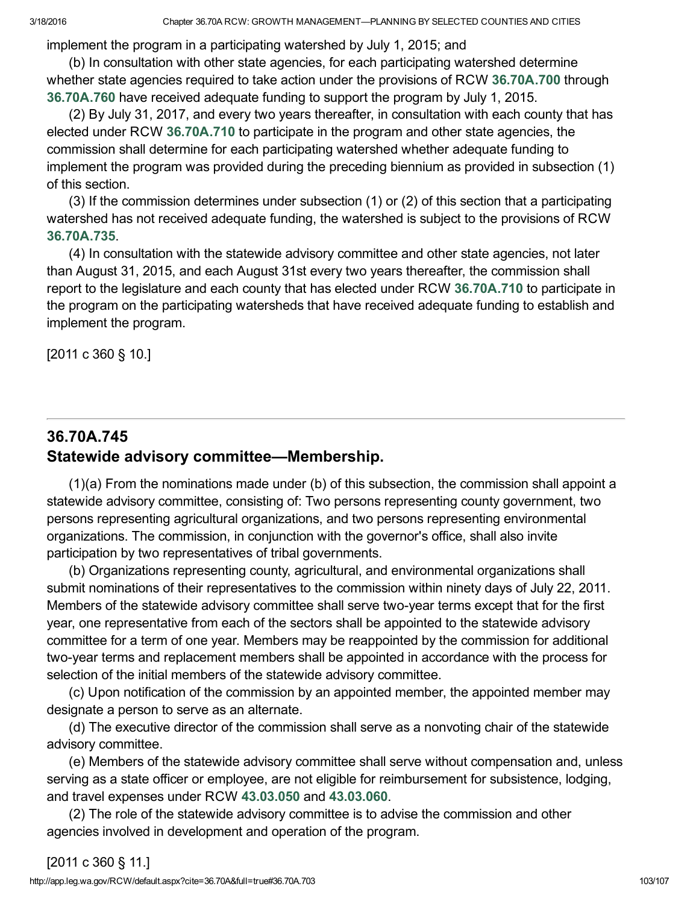implement the program in a participating watershed by July 1, 2015; and

(b) In consultation with other state agencies, for each participating watershed determine whether state agencies required to take action under the provisions of RCW **36.70A.700** through **36.70A.760** have received adequate funding to support the program by July 1, 2015.

(2) By July 31, 2017, and every two years thereafter, in consultation with each county that has elected under RCW **36.70A.710** to participate in the program and other state agencies, the commission shall determine for each participating watershed whether adequate funding to implement the program was provided during the preceding biennium as provided in subsection (1) of this section.

(3) If the commission determines under subsection (1) or (2) of this section that a participating watershed has not received adequate funding, the watershed is subject to the provisions of RCW **36.70A.735**.

(4) In consultation with the statewide advisory committee and other state agencies, not later than August 31, 2015, and each August 31st every two years thereafter, the commission shall report to the legislature and each county that has elected under RCW **36.70A.710** to participate in the program on the participating watersheds that have received adequate funding to establish and implement the program.

[2011 c 360 § 10.]

---

## 36.70A.745
## Statewide advisory committee—Membership.

(1)(a) From the nominations made under (b) of this subsection, the commission shall appoint a statewide advisory committee, consisting of: Two persons representing county government, two persons representing agricultural organizations, and two persons representing environmental organizations. The commission, in conjunction with the governor's office, shall also invite participation by two representatives of tribal governments.

(b) Organizations representing county, agricultural, and environmental organizations shall submit nominations of their representatives to the commission within ninety days of July 22, 2011. Members of the statewide advisory committee shall serve two-year terms except that for the first year, one representative from each of the sectors shall be appointed to the statewide advisory committee for a term of one year. Members may be reappointed by the commission for additional two-year terms and replacement members shall be appointed in accordance with the process for selection of the initial members of the statewide advisory committee.

(c) Upon notification of the commission by an appointed member, the appointed member may designate a person to serve as an alternate.

(d) The executive director of the commission shall serve as a nonvoting chair of the statewide advisory committee.

(e) Members of the statewide advisory committee shall serve without compensation and, unless serving as a state officer or employee, are not eligible for reimbursement for subsistence, lodging, and travel expenses under RCW **43.03.050** and **43.03.060**.

(2) The role of the statewide advisory committee is to advise the commission and other agencies involved in development and operation of the program.

[2011 c 360 § 11.]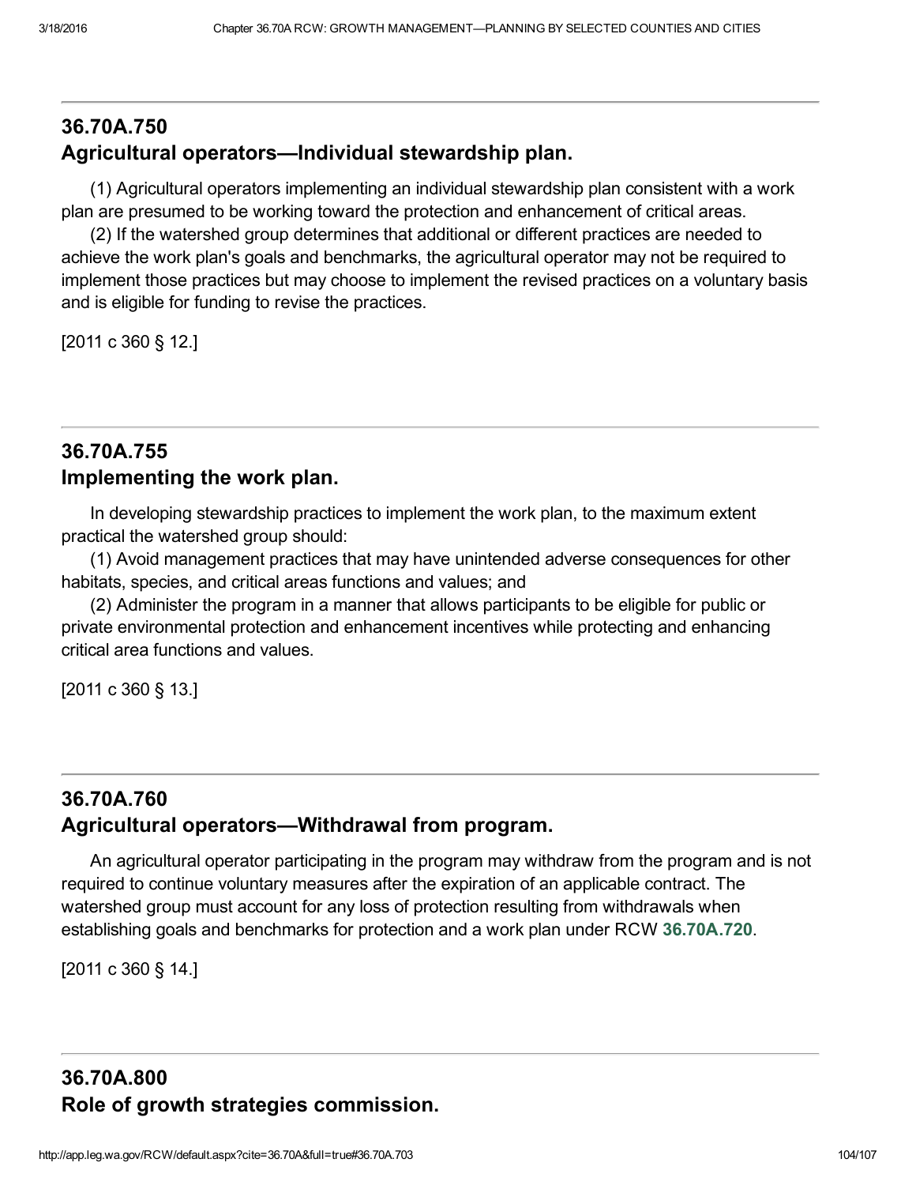---

## 36.70A.750
## Agricultural operators—Individual stewardship plan.

(1) Agricultural operators implementing an individual stewardship plan consistent with a work plan are presumed to be working toward the protection and enhancement of critical areas.

(2) If the watershed group determines that additional or different practices are needed to achieve the work plan's goals and benchmarks, the agricultural operator may not be required to implement those practices but may choose to implement the revised practices on a voluntary basis and is eligible for funding to revise the practices.

[2011 c 360 § 12.]

---

## 36.70A.755
## Implementing the work plan.

In developing stewardship practices to implement the work plan, to the maximum extent practical the watershed group should:

(1) Avoid management practices that may have unintended adverse consequences for other habitats, species, and critical areas functions and values; and

(2) Administer the program in a manner that allows participants to be eligible for public or private environmental protection and enhancement incentives while protecting and enhancing critical area functions and values.

[2011 c 360 § 13.]

---

## 36.70A.760
## Agricultural operators—Withdrawal from program.

An agricultural operator participating in the program may withdraw from the program and is not required to continue voluntary measures after the expiration of an applicable contract. The watershed group must account for any loss of protection resulting from withdrawals when establishing goals and benchmarks for protection and a work plan under RCW **36.70A.720**.

[2011 c 360 § 14.]

---

## 36.70A.800
## Role of growth strategies commission.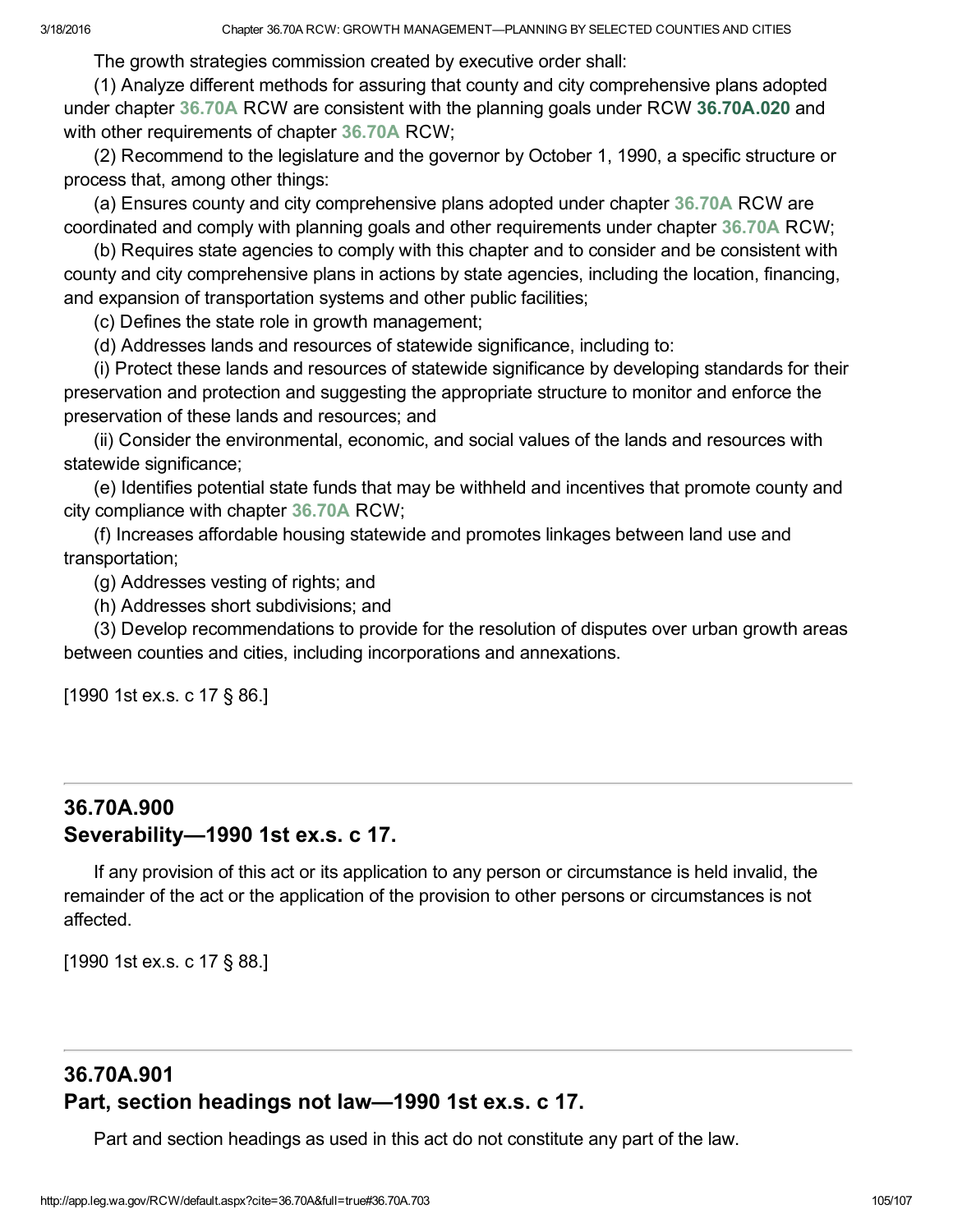The growth strategies commission created by executive order shall:

(1) Analyze different methods for assuring that county and city comprehensive plans adopted under chapter 36.70A RCW are consistent with the planning goals under RCW 36.70A.020 and with other requirements of chapter 36.70A RCW;

(2) Recommend to the legislature and the governor by October 1, 1990, a specific structure or process that, among other things:

(a) Ensures county and city comprehensive plans adopted under chapter 36.70A RCW are coordinated and comply with planning goals and other requirements under chapter 36.70A RCW;

(b) Requires state agencies to comply with this chapter and to consider and be consistent with county and city comprehensive plans in actions by state agencies, including the location, financing, and expansion of transportation systems and other public facilities;

(c) Defines the state role in growth management;

(d) Addresses lands and resources of statewide significance, including to:

(i) Protect these lands and resources of statewide significance by developing standards for their preservation and protection and suggesting the appropriate structure to monitor and enforce the preservation of these lands and resources; and

(ii) Consider the environmental, economic, and social values of the lands and resources with statewide significance;

(e) Identifies potential state funds that may be withheld and incentives that promote county and city compliance with chapter 36.70A RCW;

(f) Increases affordable housing statewide and promotes linkages between land use and transportation;

(g) Addresses vesting of rights; and

(h) Addresses short subdivisions; and

(3) Develop recommendations to provide for the resolution of disputes over urban growth areas between counties and cities, including incorporations and annexations.

[1990 1st ex.s. c 17 § 86.]

## 36.70A.900
## Severability—1990 1st ex.s. c 17.

If any provision of this act or its application to any person or circumstance is held invalid, the remainder of the act or the application of the provision to other persons or circumstances is not affected.

[1990 1st ex.s. c 17 § 88.]

## 36.70A.901
## Part, section headings not law—1990 1st ex.s. c 17.

Part and section headings as used in this act do not constitute any part of the law.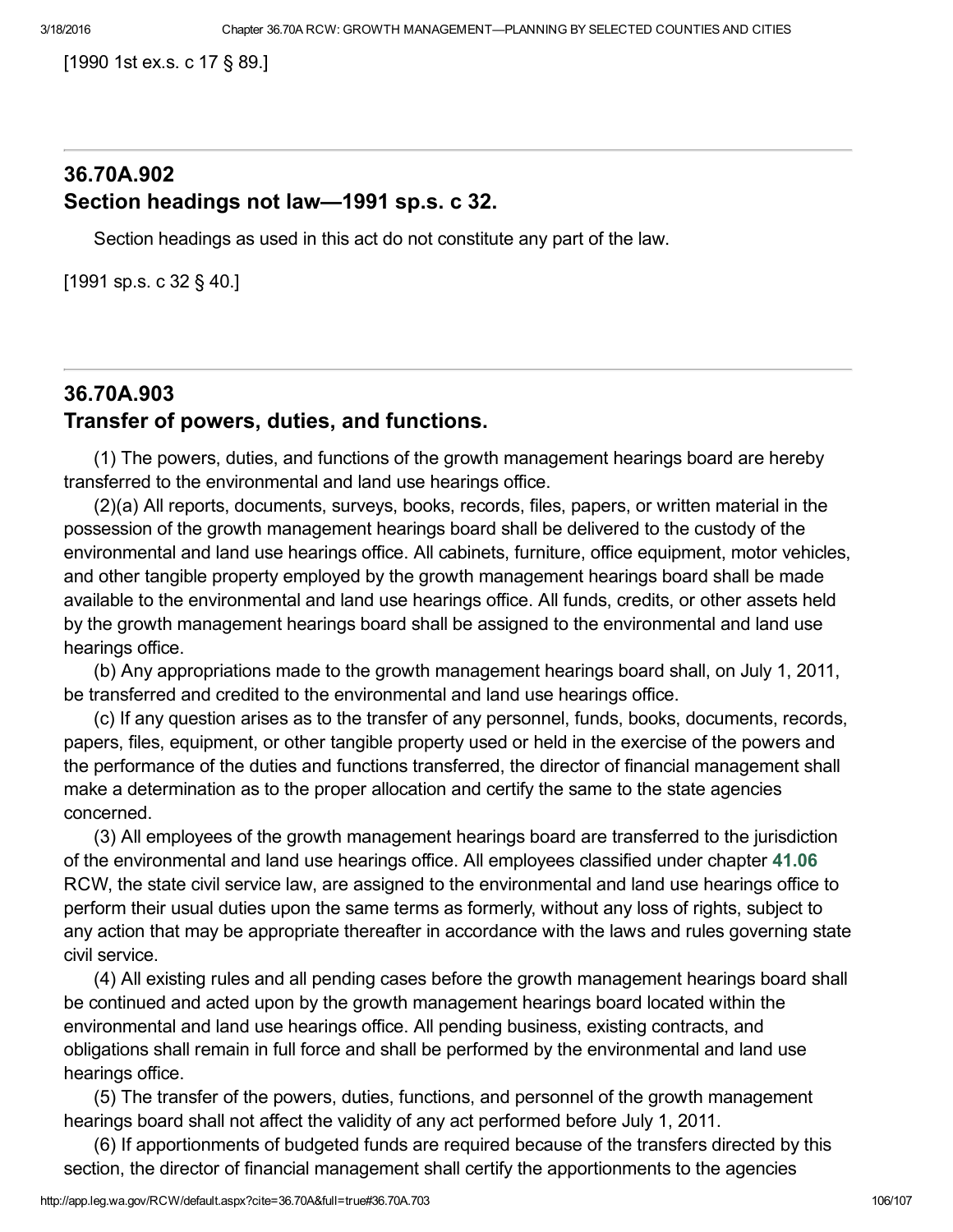[1990 1st ex.s. c 17 § 89.]

---

## 36.70A.902
## Section headings not law—1991 sp.s. c 32.

Section headings as used in this act do not constitute any part of the law.

[1991 sp.s. c 32 § 40.]

---

## 36.70A.903
## Transfer of powers, duties, and functions.

(1) The powers, duties, and functions of the growth management hearings board are hereby transferred to the environmental and land use hearings office.

(2)(a) All reports, documents, surveys, books, records, files, papers, or written material in the possession of the growth management hearings board shall be delivered to the custody of the environmental and land use hearings office. All cabinets, furniture, office equipment, motor vehicles, and other tangible property employed by the growth management hearings board shall be made available to the environmental and land use hearings office. All funds, credits, or other assets held by the growth management hearings board shall be assigned to the environmental and land use hearings office.

(b) Any appropriations made to the growth management hearings board shall, on July 1, 2011, be transferred and credited to the environmental and land use hearings office.

(c) If any question arises as to the transfer of any personnel, funds, books, documents, records, papers, files, equipment, or other tangible property used or held in the exercise of the powers and the performance of the duties and functions transferred, the director of financial management shall make a determination as to the proper allocation and certify the same to the state agencies concerned.

(3) All employees of the growth management hearings board are transferred to the jurisdiction of the environmental and land use hearings office. All employees classified under chapter 41.06 RCW, the state civil service law, are assigned to the environmental and land use hearings office to perform their usual duties upon the same terms as formerly, without any loss of rights, subject to any action that may be appropriate thereafter in accordance with the laws and rules governing state civil service.

(4) All existing rules and all pending cases before the growth management hearings board shall be continued and acted upon by the growth management hearings board located within the environmental and land use hearings office. All pending business, existing contracts, and obligations shall remain in full force and shall be performed by the environmental and land use hearings office.

(5) The transfer of the powers, duties, functions, and personnel of the growth management hearings board shall not affect the validity of any act performed before July 1, 2011.

(6) If apportionments of budgeted funds are required because of the transfers directed by this section, the director of financial management shall certify the apportionments to the agencies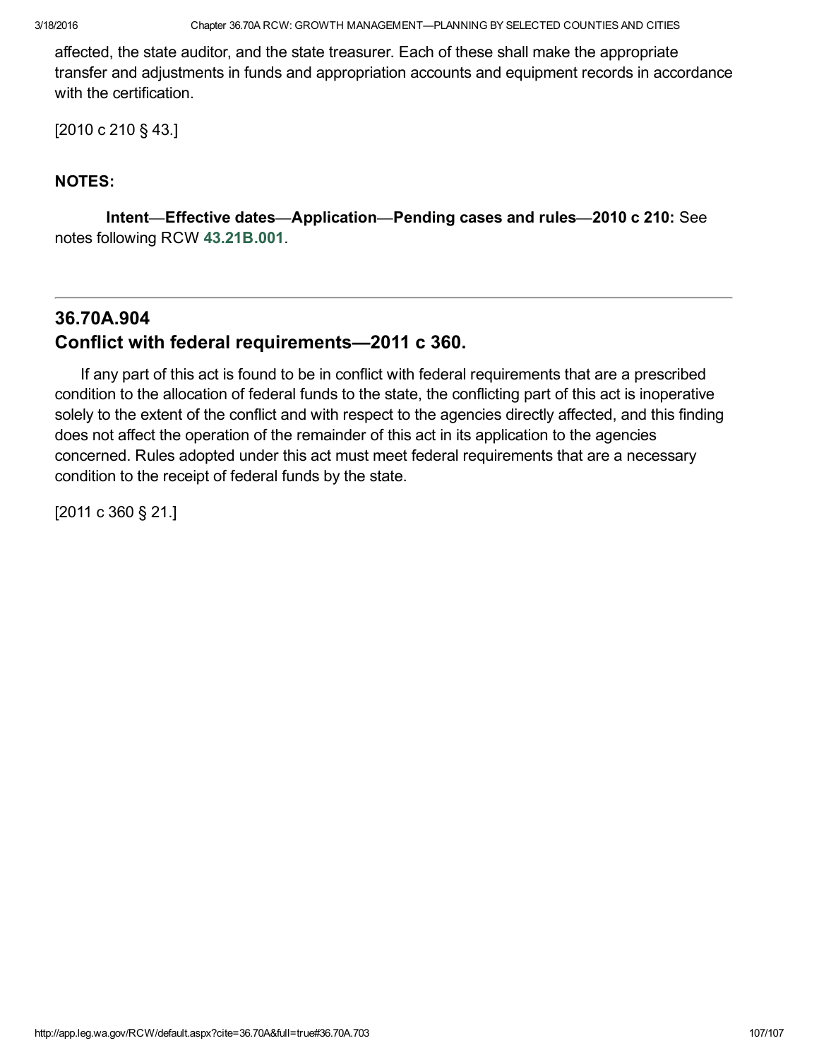affected, the state auditor, and the state treasurer. Each of these shall make the appropriate transfer and adjustments in funds and appropriation accounts and equipment records in accordance with the certification.

[2010 c 210 § 43.]

**NOTES:**

**Intent**—**Effective dates**—**Application**—**Pending cases and rules**—**2010 c 210:** See notes following RCW **43.21B.001**.

---

## 36.70A.904
## Conflict with federal requirements—2011 c 360.

If any part of this act is found to be in conflict with federal requirements that are a prescribed condition to the allocation of federal funds to the state, the conflicting part of this act is inoperative solely to the extent of the conflict and with respect to the agencies directly affected, and this finding does not affect the operation of the remainder of this act in its application to the agencies concerned. Rules adopted under this act must meet federal requirements that are a necessary condition to the receipt of federal funds by the state.

[2011 c 360 § 21.]